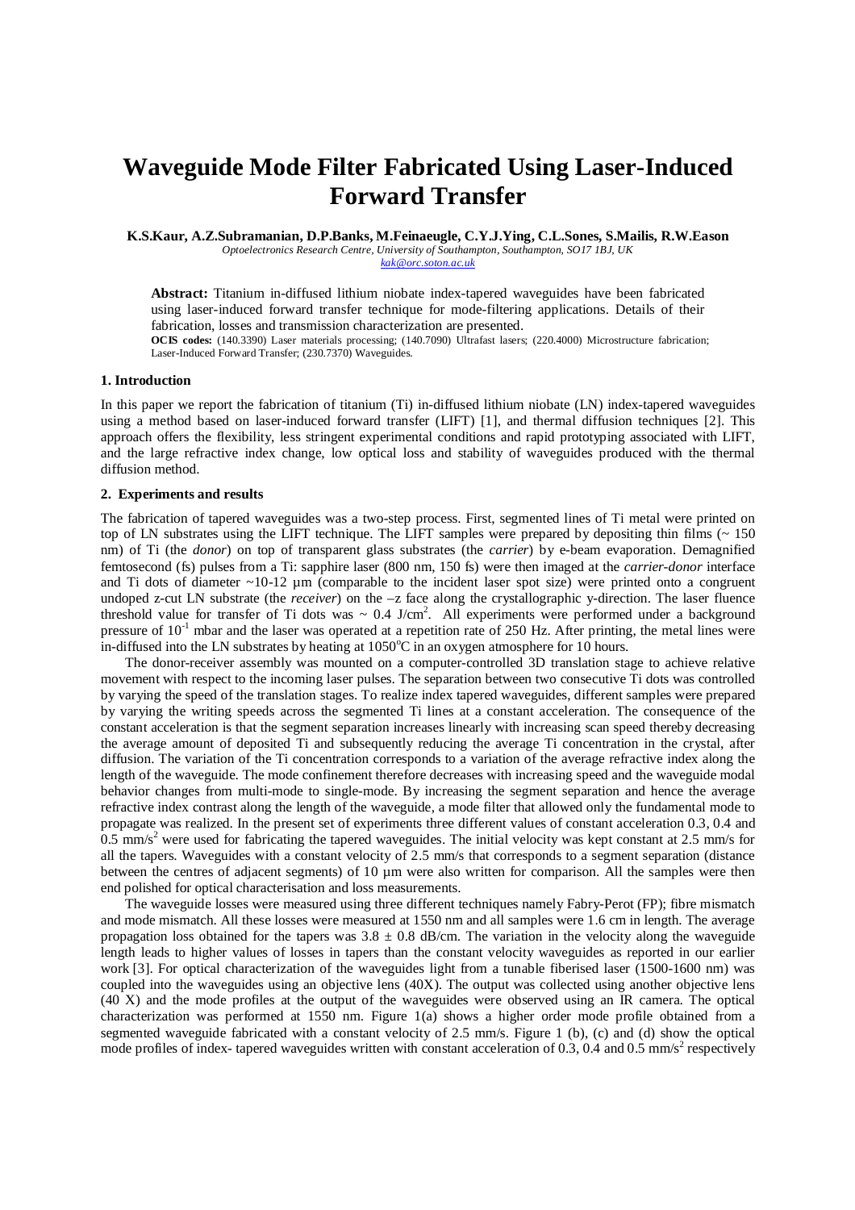# Waveguide Mode Filter Fabricated Using Laser-Induced Forward Transfer

**K.S.Kaur, A.Z.Subramanian, D.P.Banks, M.Feinaeugle, C.Y.J.Ying, C.L.Sones, S.Mailis, R.W.Eason**

*Optoelectronics Research Centre, University of Southampton, Southampton, SO17 1BJ, UK*

*kak@orc.soton.ac.uk*

**Abstract:** Titanium in-diffused lithium niobate index-tapered waveguides have been fabricated using laser-induced forward transfer technique for mode-filtering applications. Details of their fabrication, losses and transmission characterization are presented.

**OCIS codes:** (140.3390) Laser materials processing; (140.7090) Ultrafast lasers; (220.4000) Microstructure fabrication; Laser-Induced Forward Transfer; (230.7370) Waveguides.

## 1. Introduction

In this paper we report the fabrication of titanium (Ti) in-diffused lithium niobate (LN) index-tapered waveguides using a method based on laser-induced forward transfer (LIFT) [1], and thermal diffusion techniques [2]. This approach offers the flexibility, less stringent experimental conditions and rapid prototyping associated with LIFT, and the large refractive index change, low optical loss and stability of waveguides produced with the thermal diffusion method.

## 2. Experiments and results

The fabrication of tapered waveguides was a two-step process. First, segmented lines of Ti metal were printed on top of LN substrates using the LIFT technique. The LIFT samples were prepared by depositing thin films (~ 150 nm) of Ti (the *donor*) on top of transparent glass substrates (the *carrier*) by e-beam evaporation. Demagnified femtosecond (fs) pulses from a Ti: sapphire laser (800 nm, 150 fs) were then imaged at the *carrier-donor* interface and Ti dots of diameter ~10-12 µm (comparable to the incident laser spot size) were printed onto a congruent undoped z-cut LN substrate (the *receiver*) on the –z face along the crystallographic y-direction. The laser fluence threshold value for transfer of Ti dots was ~ 0.4 J/cm$^2$. All experiments were performed under a background pressure of $10^{-1}$ mbar and the laser was operated at a repetition rate of 250 Hz. After printing, the metal lines were in-diffused into the LN substrates by heating at 1050$^{o}$C in an oxygen atmosphere for 10 hours.

The donor-receiver assembly was mounted on a computer-controlled 3D translation stage to achieve relative movement with respect to the incoming laser pulses. The separation between two consecutive Ti dots was controlled by varying the speed of the translation stages. To realize index tapered waveguides, different samples were prepared by varying the writing speeds across the segmented Ti lines at a constant acceleration. The consequence of the constant acceleration is that the segment separation increases linearly with increasing scan speed thereby decreasing the average amount of deposited Ti and subsequently reducing the average Ti concentration in the crystal, after diffusion. The variation of the Ti concentration corresponds to a variation of the average refractive index along the length of the waveguide. The mode confinement therefore decreases with increasing speed and the waveguide modal behavior changes from multi-mode to single-mode. By increasing the segment separation and hence the average refractive index contrast along the length of the waveguide, a mode filter that allowed only the fundamental mode to propagate was realized. In the present set of experiments three different values of constant acceleration 0.3, 0.4 and 0.5 mm/s$^2$ were used for fabricating the tapered waveguides. The initial velocity was kept constant at 2.5 mm/s for all the tapers. Waveguides with a constant velocity of 2.5 mm/s that corresponds to a segment separation (distance between the centres of adjacent segments) of 10 µm were also written for comparison. All the samples were then end polished for optical characterisation and loss measurements.

The waveguide losses were measured using three different techniques namely Fabry-Perot (FP); fibre mismatch and mode mismatch. All these losses were measured at 1550 nm and all samples were 1.6 cm in length. The average propagation loss obtained for the tapers was 3.8 ± 0.8 dB/cm. The variation in the velocity along the waveguide length leads to higher values of losses in tapers than the constant velocity waveguides as reported in our earlier work [3]. For optical characterization of the waveguides light from a tunable fiberised laser (1500-1600 nm) was coupled into the waveguides using an objective lens (40X). The output was collected using another objective lens (40 X) and the mode profiles at the output of the waveguides were observed using an IR camera. The optical characterization was performed at 1550 nm. Figure 1(a) shows a higher order mode profile obtained from a segmented waveguide fabricated with a constant velocity of 2.5 mm/s. Figure 1 (b), (c) and (d) show the optical mode profiles of index- tapered waveguides written with constant acceleration of 0.3, 0.4 and 0.5 mm/s$^2$ respectively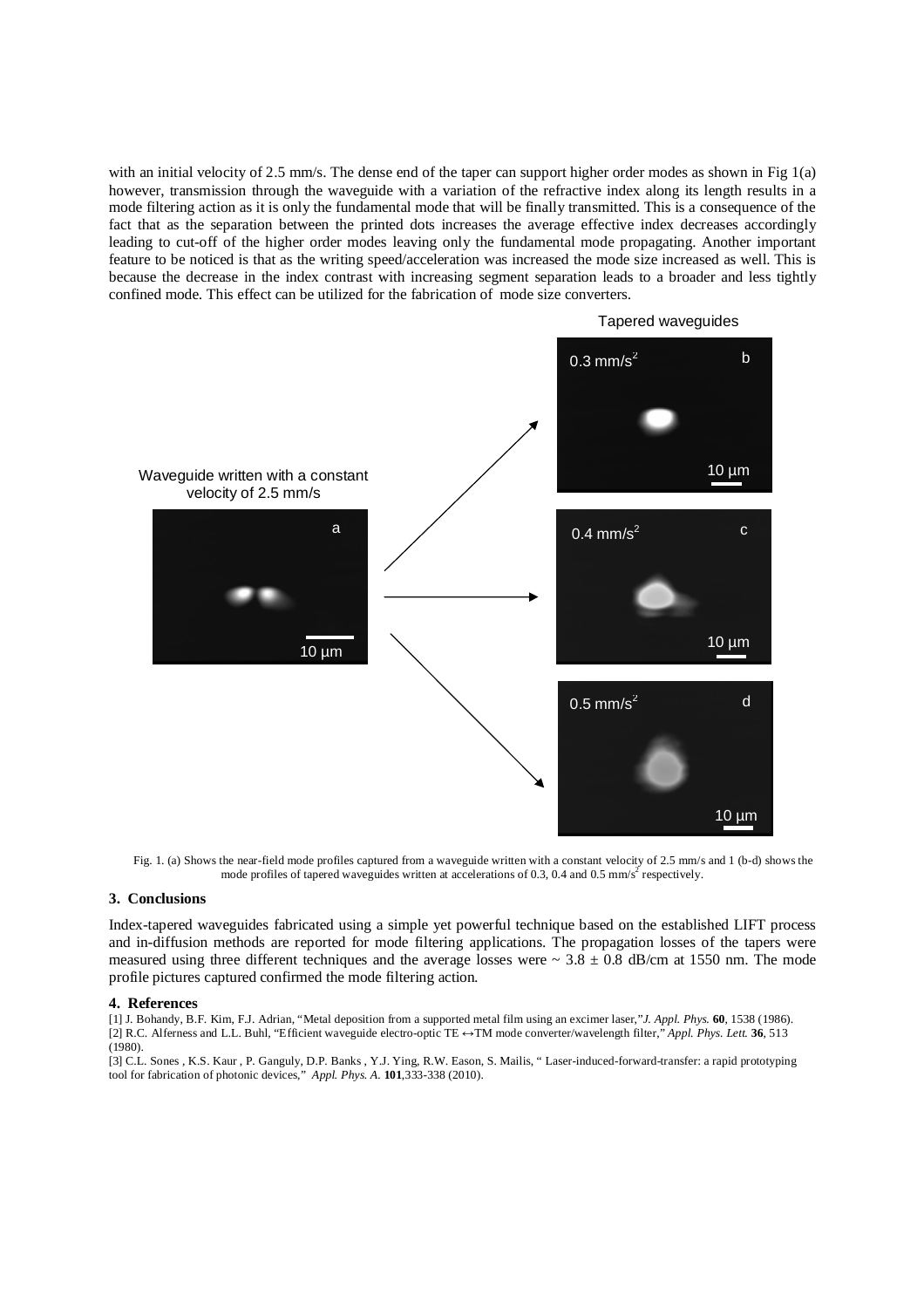with an initial velocity of 2.5 mm/s. The dense end of the taper can support higher order modes as shown in Fig 1(a) however, transmission through the waveguide with a variation of the refractive index along its length results in a mode filtering action as it is only the fundamental mode that will be finally transmitted. This is a consequence of the fact that as the separation between the printed dots increases the average effective index decreases accordingly leading to cut-off of the higher order modes leaving only the fundamental mode propagating. Another important feature to be noticed is that as the writing speed/acceleration was increased the mode size increased as well. This is because the decrease in the index contrast with increasing segment separation leads to a broader and less tightly confined mode. This effect can be utilized for the fabrication of mode size converters.

Tapered waveguides

Waveguide written with a constant velocity of 2.5 mm/s

a

10 µm

b

$0.3\ mm/s^2$

10 µm

c

$0.4\ mm/s^2$

10 µm

d

$0.5\ mm/s^2$

10 µm

Fig. 1. (a) Shows the near-field mode profiles captured from a waveguide written with a constant velocity of 2.5 mm/s and 1 (b-d) shows the mode profiles of tapered waveguides written at accelerations of 0.3, 0.4 and 0.5 $mm/s^2$ respectively.

## 3. Conclusions

Index-tapered waveguides fabricated using a simple yet powerful technique based on the established LIFT process and in-diffusion methods are reported for mode filtering applications. The propagation losses of the tapers were measured using three different techniques and the average losses were $\sim 3.8 \pm 0.8$ dB/cm at 1550 nm. The mode profile pictures captured confirmed the mode filtering action.

## 4. References

[1] J. Bohandy, B.F. Kim, F.J. Adrian, "Metal deposition from a supported metal film using an excimer laser," *J. Appl. Phys.* **60**, 1538 (1986).

[2] R.C. Alferness and L.L. Buhl, "Efficient waveguide electro-optic TE ↔TM mode converter/wavelength filter," *Appl. Phys. Lett.* **36**, 513 (1980).

[3] C.L. Sones , K.S. Kaur , P. Ganguly, D.P. Banks , Y.J. Ying, R.W. Eason, S. Mailis, " Laser-induced-forward-transfer: a rapid prototyping tool for fabrication of photonic devices," *Appl. Phys. A.* **101**,333-338 (2010).